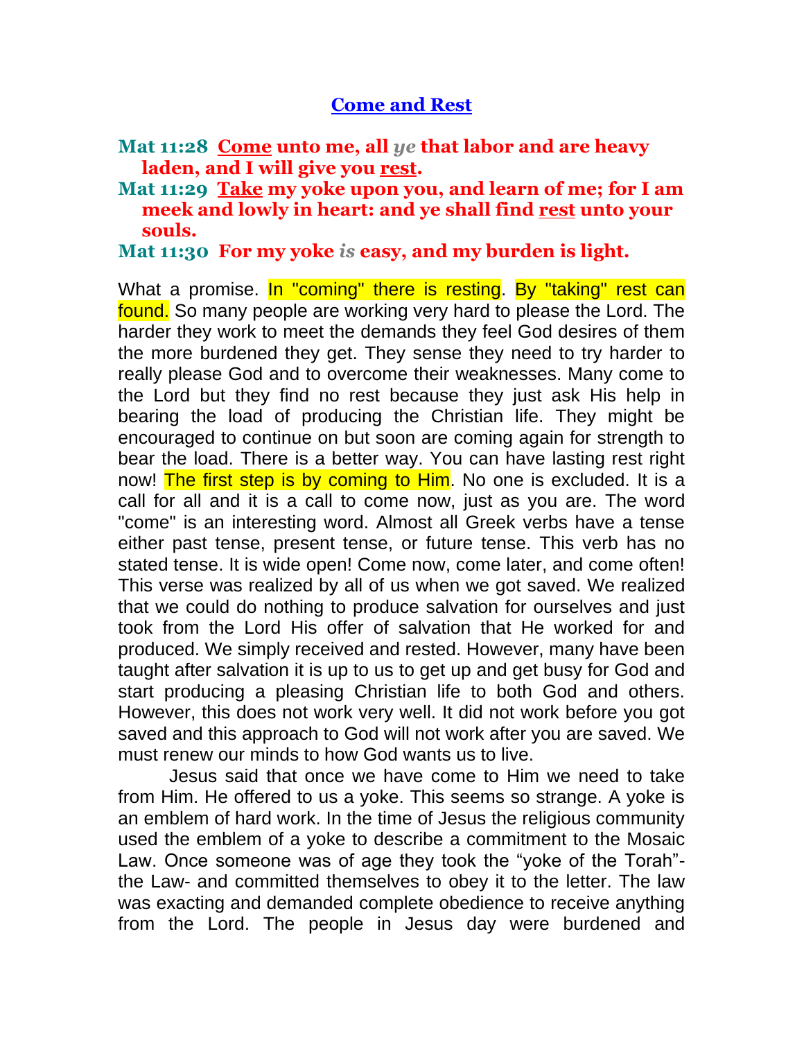# Come and Rest

**Mat 11:28** **Come unto me, all *ye* that labor and are heavy laden, and I will give you rest.**
**Mat 11:29** **Take my yoke upon you, and learn of me; for I am meek and lowly in heart: and ye shall find rest unto your souls.**
**Mat 11:30** **For my yoke *is* easy, and my burden is light.**

What a promise. In "coming" there is resting. By "taking" rest can found. So many people are working very hard to please the Lord. The harder they work to meet the demands they feel God desires of them the more burdened they get. They sense they need to try harder to really please God and to overcome their weaknesses. Many come to the Lord but they find no rest because they just ask His help in bearing the load of producing the Christian life. They might be encouraged to continue on but soon are coming again for strength to bear the load. There is a better way. You can have lasting rest right now! The first step is by coming to Him. No one is excluded. It is a call for all and it is a call to come now, just as you are. The word "come" is an interesting word. Almost all Greek verbs have a tense either past tense, present tense, or future tense. This verb has no stated tense. It is wide open! Come now, come later, and come often! This verse was realized by all of us when we got saved. We realized that we could do nothing to produce salvation for ourselves and just took from the Lord His offer of salvation that He worked for and produced. We simply received and rested. However, many have been taught after salvation it is up to us to get up and get busy for God and start producing a pleasing Christian life to both God and others. However, this does not work very well. It did not work before you got saved and this approach to God will not work after you are saved. We must renew our minds to how God wants us to live.

Jesus said that once we have come to Him we need to take from Him. He offered to us a yoke. This seems so strange. A yoke is an emblem of hard work. In the time of Jesus the religious community used the emblem of a yoke to describe a commitment to the Mosaic Law. Once someone was of age they took the "yoke of the Torah"- the Law- and committed themselves to obey it to the letter. The law was exacting and demanded complete obedience to receive anything from the Lord. The people in Jesus day were burdened and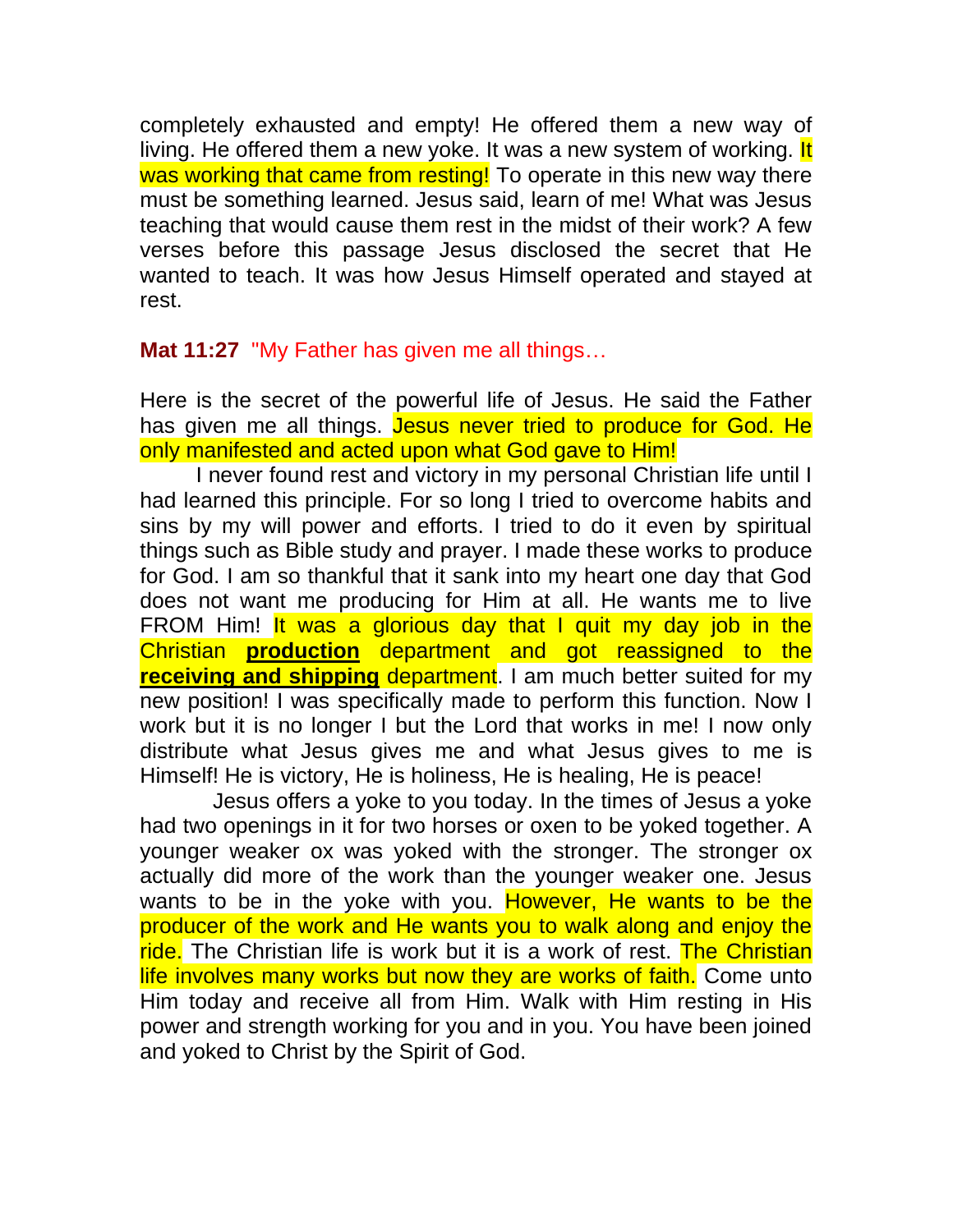completely exhausted and empty! He offered them a new way of living. He offered them a new yoke. It was a new system of working. It was working that came from resting! To operate in this new way there must be something learned. Jesus said, learn of me! What was Jesus teaching that would cause them rest in the midst of their work? A few verses before this passage Jesus disclosed the secret that He wanted to teach. It was how Jesus Himself operated and stayed at rest.

**Mat 11:27** "My Father has given me all things…

Here is the secret of the powerful life of Jesus. He said the Father has given me all things. Jesus never tried to produce for God. He only manifested and acted upon what God gave to Him!

I never found rest and victory in my personal Christian life until I had learned this principle. For so long I tried to overcome habits and sins by my will power and efforts. I tried to do it even by spiritual things such as Bible study and prayer. I made these works to produce for God. I am so thankful that it sank into my heart one day that God does not want me producing for Him at all. He wants me to live FROM Him! It was a glorious day that I quit my day job in the Christian **production** department and got reassigned to the **receiving and shipping** department. I am much better suited for my new position! I was specifically made to perform this function. Now I work but it is no longer I but the Lord that works in me! I now only distribute what Jesus gives me and what Jesus gives to me is Himself! He is victory, He is holiness, He is healing, He is peace!

Jesus offers a yoke to you today. In the times of Jesus a yoke had two openings in it for two horses or oxen to be yoked together. A younger weaker ox was yoked with the stronger. The stronger ox actually did more of the work than the younger weaker one. Jesus wants to be in the yoke with you. However, He wants to be the producer of the work and He wants you to walk along and enjoy the ride. The Christian life is work but it is a work of rest. The Christian life involves many works but now they are works of faith. Come unto Him today and receive all from Him. Walk with Him resting in His power and strength working for you and in you. You have been joined and yoked to Christ by the Spirit of God.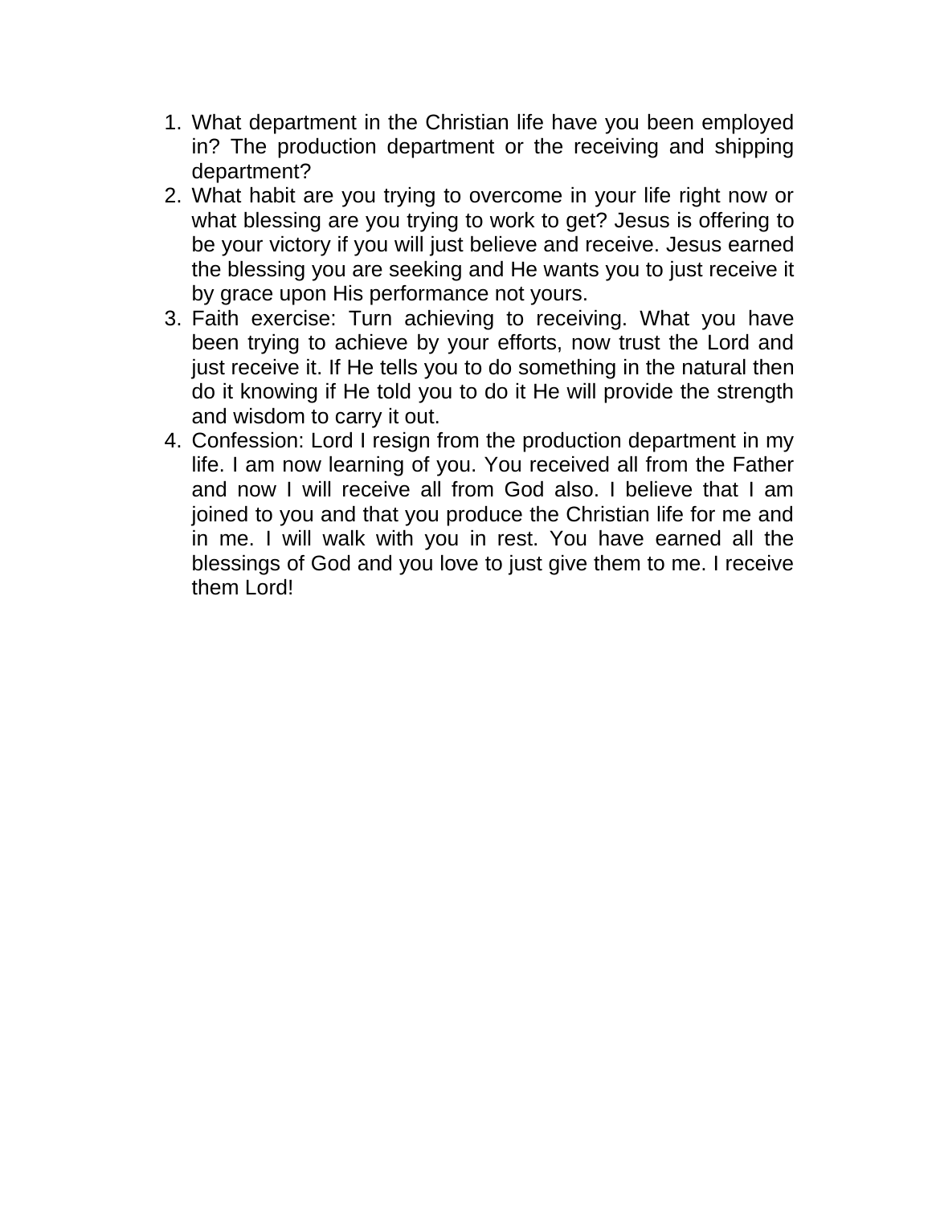1. What department in the Christian life have you been employed in? The production department or the receiving and shipping department?
2. What habit are you trying to overcome in your life right now or what blessing are you trying to work to get? Jesus is offering to be your victory if you will just believe and receive. Jesus earned the blessing you are seeking and He wants you to just receive it by grace upon His performance not yours.
3. Faith exercise: Turn achieving to receiving. What you have been trying to achieve by your efforts, now trust the Lord and just receive it. If He tells you to do something in the natural then do it knowing if He told you to do it He will provide the strength and wisdom to carry it out.
4. Confession: Lord I resign from the production department in my life. I am now learning of you. You received all from the Father and now I will receive all from God also. I believe that I am joined to you and that you produce the Christian life for me and in me. I will walk with you in rest. You have earned all the blessings of God and you love to just give them to me. I receive them Lord!